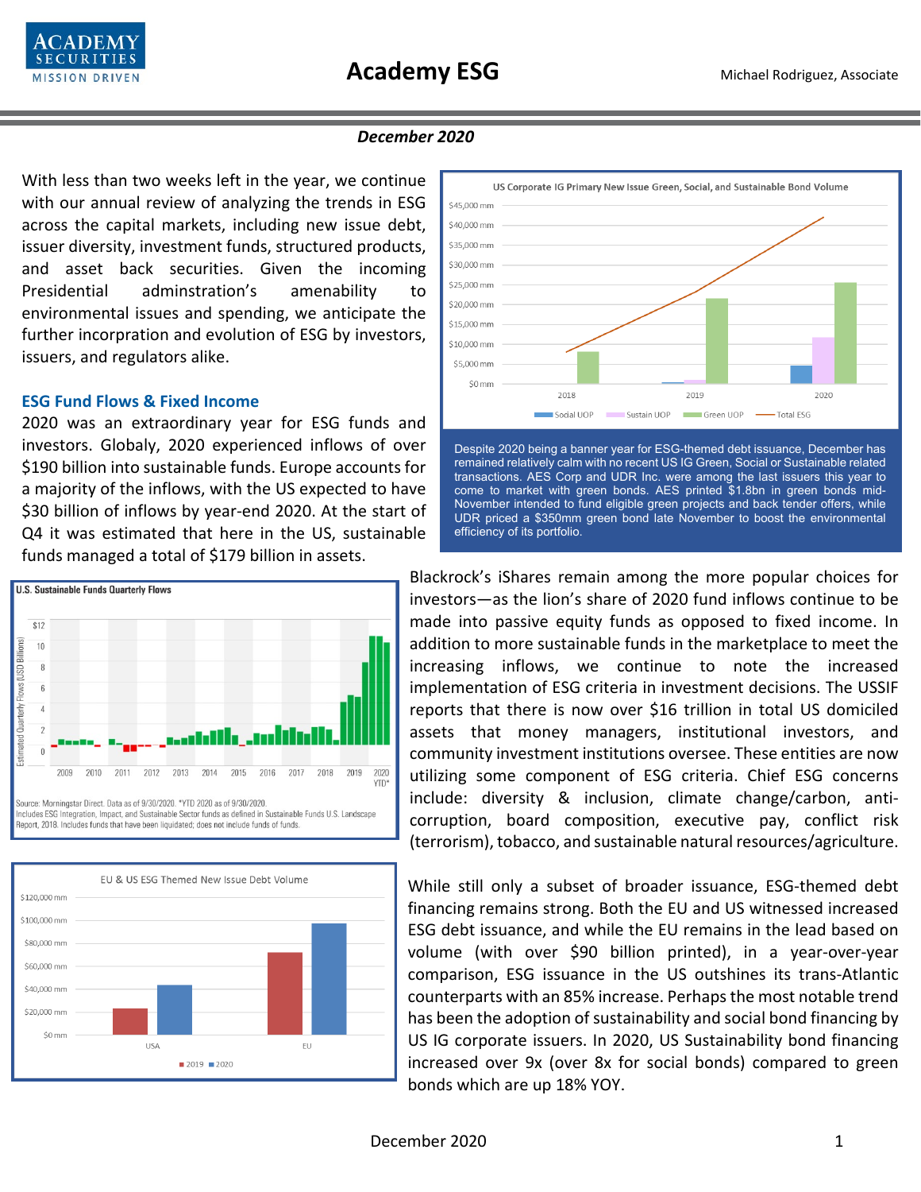# Academy ESG

Michael Rodriguez, Associate

***December 2020***

With less than two weeks left in the year, we continue with our annual review of analyzing the trends in ESG across the capital markets, including new issue debt, issuer diversity, investment funds, structured products, and asset back securities. Given the incoming Presidential adminstration's amenability to environmental issues and spending, we anticipate the further incorpration and evolution of ESG by investors, issuers, and regulators alike.

## ESG Fund Flows & Fixed Income

2020 was an extraordinary year for ESG funds and investors. Globaly, 2020 experienced inflows of over $190 billion into sustainable funds. Europe accounts for a majority of the inflows, with the US expected to have $30 billion of inflows by year-end 2020. At the start of Q4 it was estimated that here in the US, sustainable funds managed a total of $179 billion in assets.

U.S. Sustainable Funds Quarterly Flows

Source: Morningstar Direct. Data as of 9/30/2020. *YTD 2020 as of 9/30/2020. Includes ESG Integration, Impact, and Sustainable Sector funds as defined in Sustainable Funds U.S. Landscape Report, 2018. Includes funds that have been liquidated; does not include funds of funds.

US Corporate IG Primary New Issue Green, Social, and Sustainable Bond Volume

Despite 2020 being a banner year for ESG-themed debt issuance, December has remained relatively calm with no recent US IG Green, Social or Sustainable related transactions. AES Corp and UDR Inc. were among the last issuers this year to come to market with green bonds. AES printed $1.8bn in green bonds mid-November intended to fund eligible green projects and back tender offers, while UDR priced a $350mm green bond late November to boost the environmental efficiency of its portfolio.

Blackrock's iShares remain among the more popular choices for investors—as the lion's share of 2020 fund inflows continue to be made into passive equity funds as opposed to fixed income. In addition to more sustainable funds in the marketplace to meet the increasing inflows, we continue to note the increased implementation of ESG criteria in investment decisions. The USSIF reports that there is now over $16 trillion in total US domiciled assets that money managers, institutional investors, and community investment institutions oversee. These entities are now utilizing some component of ESG criteria. Chief ESG concerns include: diversity & inclusion, climate change/carbon, anti-corruption, board composition, executive pay, conflict risk (terrorism), tobacco, and sustainable natural resources/agriculture.

EU & US ESG Themed New Issue Debt Volume

While still only a subset of broader issuance, ESG-themed debt financing remains strong. Both the EU and US witnessed increased ESG debt issuance, and while the EU remains in the lead based on volume (with over $90 billion printed), in a year-over-year comparison, ESG issuance in the US outshines its trans-Atlantic counterparts with an 85% increase. Perhaps the most notable trend has been the adoption of sustainability and social bond financing by US IG corporate issuers. In 2020, US Sustainability bond financing increased over 9x (over 8x for social bonds) compared to green bonds which are up 18% YOY.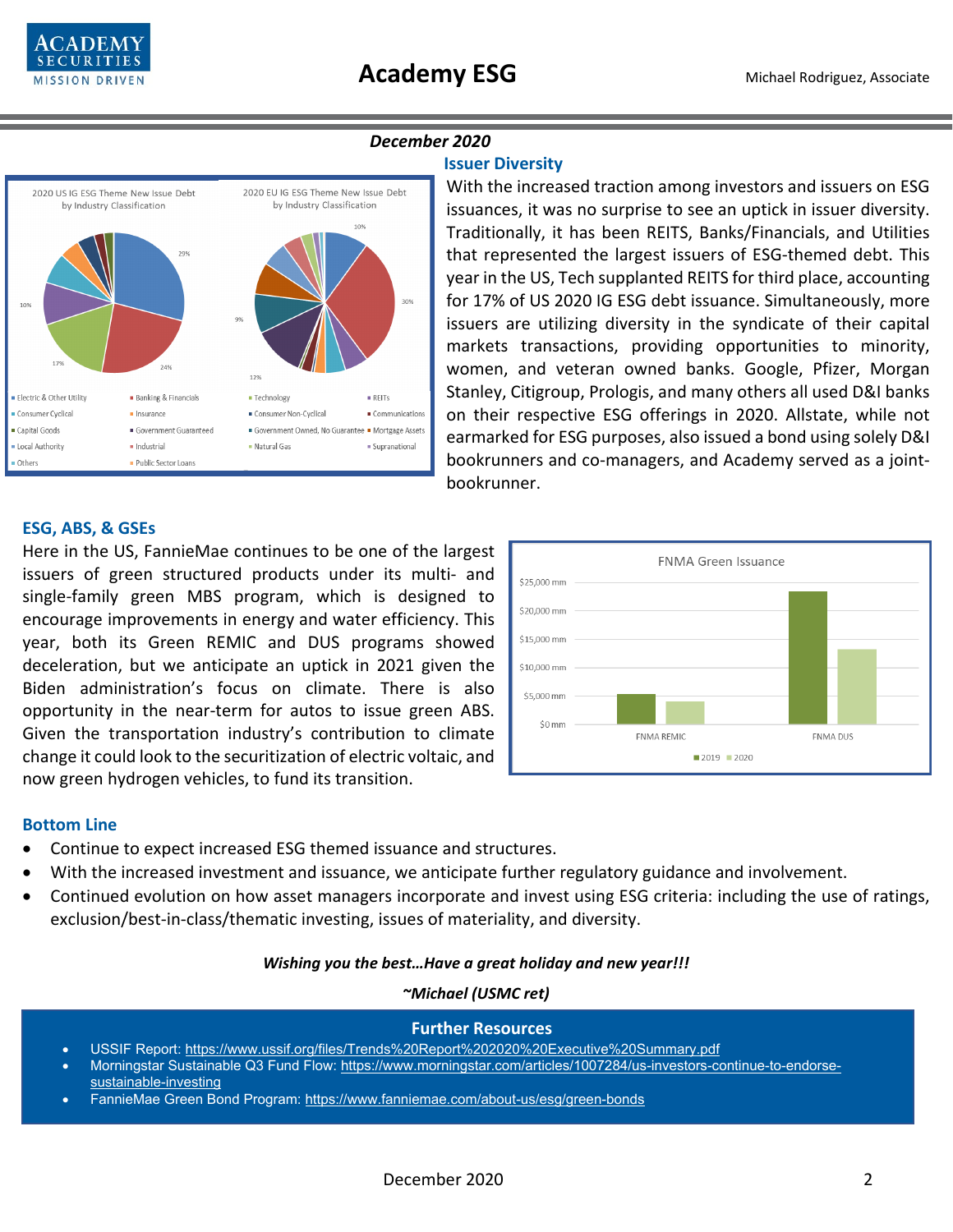**December 2020**

### Issuer Diversity

With the increased traction among investors and issuers on ESG issuances, it was no surprise to see an uptick in issuer diversity. Traditionally, it has been REITS, Banks/Financials, and Utilities that represented the largest issuers of ESG-themed debt. This year in the US, Tech supplanted REITS for third place, accounting for 17% of US 2020 IG ESG debt issuance. Simultaneously, more issuers are utilizing diversity in the syndicate of their capital markets transactions, providing opportunities to minority, women, and veteran owned banks. Google, Pfizer, Morgan Stanley, Citigroup, Prologis, and many others all used D&I banks on their respective ESG offerings in 2020. Allstate, while not earmarked for ESG purposes, also issued a bond using solely D&I bookrunners and co-managers, and Academy served as a joint-bookrunner.

### ESG, ABS, & GSEs

Here in the US, FannieMae continues to be one of the largest issuers of green structured products under its multi- and single-family green MBS program, which is designed to encourage improvements in energy and water efficiency. This year, both its Green REMIC and DUS programs showed deceleration, but we anticipate an uptick in 2021 given the Biden administration's focus on climate. There is also opportunity in the near-term for autos to issue green ABS. Given the transportation industry's contribution to climate change it could look to the securitization of electric voltaic, and now green hydrogen vehicles, to fund its transition.

### Bottom Line

- Continue to expect increased ESG themed issuance and structures.
- With the increased investment and issuance, we anticipate further regulatory guidance and involvement.
- Continued evolution on how asset managers incorporate and invest using ESG criteria: including the use of ratings, exclusion/best-in-class/thematic investing, issues of materiality, and diversity.

***Wishing you the best…Have a great holiday and new year!!!***

***~Michael (USMC ret)***

### Further Resources

- USSIF Report: https://www.ussif.org/files/Trends%20Report%202020%20Executive%20Summary.pdf
- Morningstar Sustainable Q3 Fund Flow: https://www.morningstar.com/articles/1007284/us-investors-continue-to-endorse-sustainable-investing
- FannieMae Green Bond Program: https://www.fanniemae.com/about-us/esg/green-bonds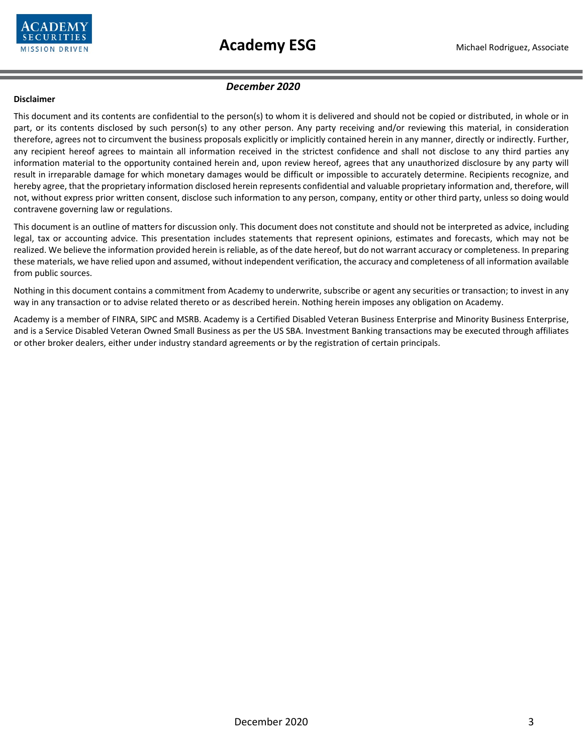*December 2020*

**Disclaimer**

This document and its contents are confidential to the person(s) to whom it is delivered and should not be copied or distributed, in whole or in part, or its contents disclosed by such person(s) to any other person. Any party receiving and/or reviewing this material, in consideration therefore, agrees not to circumvent the business proposals explicitly or implicitly contained herein in any manner, directly or indirectly. Further, any recipient hereof agrees to maintain all information received in the strictest confidence and shall not disclose to any third parties any information material to the opportunity contained herein and, upon review hereof, agrees that any unauthorized disclosure by any party will result in irreparable damage for which monetary damages would be difficult or impossible to accurately determine. Recipients recognize, and hereby agree, that the proprietary information disclosed herein represents confidential and valuable proprietary information and, therefore, will not, without express prior written consent, disclose such information to any person, company, entity or other third party, unless so doing would contravene governing law or regulations.

This document is an outline of matters for discussion only. This document does not constitute and should not be interpreted as advice, including legal, tax or accounting advice. This presentation includes statements that represent opinions, estimates and forecasts, which may not be realized. We believe the information provided herein is reliable, as of the date hereof, but do not warrant accuracy or completeness. In preparing these materials, we have relied upon and assumed, without independent verification, the accuracy and completeness of all information available from public sources.

Nothing in this document contains a commitment from Academy to underwrite, subscribe or agent any securities or transaction; to invest in any way in any transaction or to advise related thereto or as described herein. Nothing herein imposes any obligation on Academy.

Academy is a member of FINRA, SIPC and MSRB. Academy is a Certified Disabled Veteran Business Enterprise and Minority Business Enterprise, and is a Service Disabled Veteran Owned Small Business as per the US SBA. Investment Banking transactions may be executed through affiliates or other broker dealers, either under industry standard agreements or by the registration of certain principals.